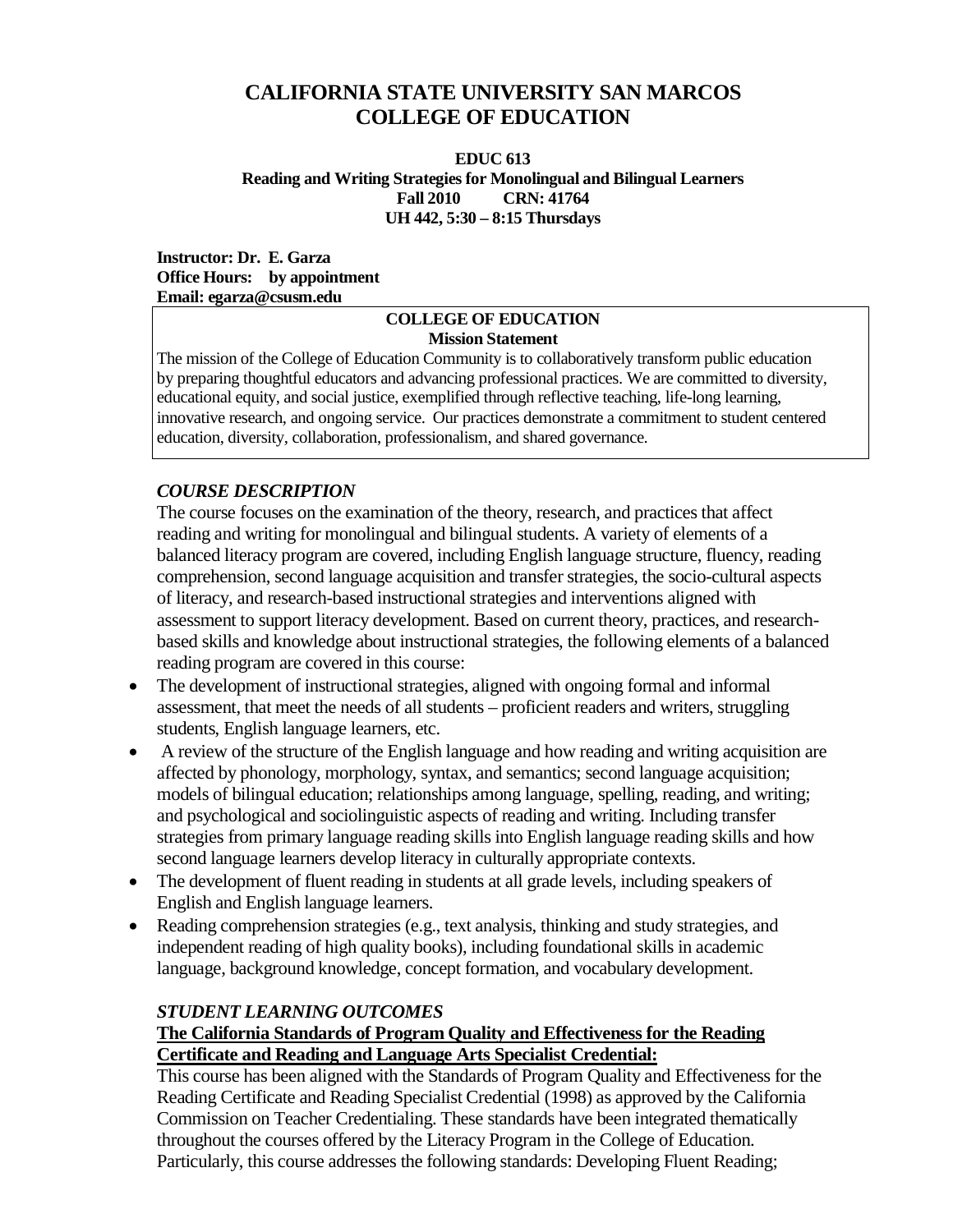# CALIFORNIA STATE UNIVERSITY SAN MARCOS
# COLLEGE OF EDUCATION

**EDUC 613**
**Reading and Writing Strategies for Monolingual and Bilingual Learners**
**Fall 2010 CRN: 41764**
**UH 442, 5:30 – 8:15 Thursdays**

**Instructor: Dr. E. Garza**
**Office Hours: by appointment**
**Email: egarza@csusm.edu**

**COLLEGE OF EDUCATION**
**Mission Statement**

The mission of the College of Education Community is to collaboratively transform public education by preparing thoughtful educators and advancing professional practices. We are committed to diversity, educational equity, and social justice, exemplified through reflective teaching, life-long learning, innovative research, and ongoing service. Our practices demonstrate a commitment to student centered education, diversity, collaboration, professionalism, and shared governance.

## *COURSE DESCRIPTION*

The course focuses on the examination of the theory, research, and practices that affect reading and writing for monolingual and bilingual students. A variety of elements of a balanced literacy program are covered, including English language structure, fluency, reading comprehension, second language acquisition and transfer strategies, the socio-cultural aspects of literacy, and research-based instructional strategies and interventions aligned with assessment to support literacy development. Based on current theory, practices, and research-based skills and knowledge about instructional strategies, the following elements of a balanced reading program are covered in this course:

- The development of instructional strategies, aligned with ongoing formal and informal assessment, that meet the needs of all students – proficient readers and writers, struggling students, English language learners, etc.
- A review of the structure of the English language and how reading and writing acquisition are affected by phonology, morphology, syntax, and semantics; second language acquisition; models of bilingual education; relationships among language, spelling, reading, and writing; and psychological and sociolinguistic aspects of reading and writing. Including transfer strategies from primary language reading skills into English language reading skills and how second language learners develop literacy in culturally appropriate contexts.
- The development of fluent reading in students at all grade levels, including speakers of English and English language learners.
- Reading comprehension strategies (e.g., text analysis, thinking and study strategies, and independent reading of high quality books), including foundational skills in academic language, background knowledge, concept formation, and vocabulary development.

## *STUDENT LEARNING OUTCOMES*

**The California Standards of Program Quality and Effectiveness for the Reading Certificate and Reading and Language Arts Specialist Credential:**

This course has been aligned with the Standards of Program Quality and Effectiveness for the Reading Certificate and Reading Specialist Credential (1998) as approved by the California Commission on Teacher Credentialing. These standards have been integrated thematically throughout the courses offered by the Literacy Program in the College of Education. Particularly, this course addresses the following standards: Developing Fluent Reading;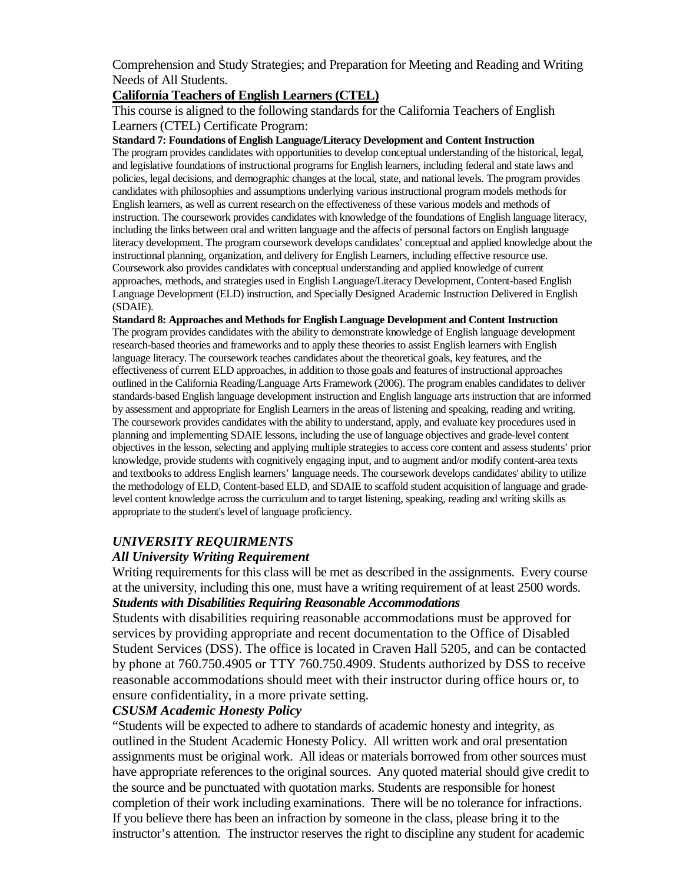Comprehension and Study Strategies; and Preparation for Meeting and Reading and Writing Needs of All Students.

**California Teachers of English Learners (CTEL)**

This course is aligned to the following standards for the California Teachers of English Learners (CTEL) Certificate Program:

**Standard 7: Foundations of English Language/Literacy Development and Content Instruction**

The program provides candidates with opportunities to develop conceptual understanding of the historical, legal, and legislative foundations of instructional programs for English learners, including federal and state laws and policies, legal decisions, and demographic changes at the local, state, and national levels. The program provides candidates with philosophies and assumptions underlying various instructional program models methods for English learners, as well as current research on the effectiveness of these various models and methods of instruction. The coursework provides candidates with knowledge of the foundations of English language literacy, including the links between oral and written language and the affects of personal factors on English language literacy development. The program coursework develops candidates' conceptual and applied knowledge about the instructional planning, organization, and delivery for English Learners, including effective resource use. Coursework also provides candidates with conceptual understanding and applied knowledge of current approaches, methods, and strategies used in English Language/Literacy Development, Content-based English Language Development (ELD) instruction, and Specially Designed Academic Instruction Delivered in English (SDAIE).

**Standard 8: Approaches and Methods for English Language Development and Content Instruction**

The program provides candidates with the ability to demonstrate knowledge of English language development research-based theories and frameworks and to apply these theories to assist English learners with English language literacy. The coursework teaches candidates about the theoretical goals, key features, and the effectiveness of current ELD approaches, in addition to those goals and features of instructional approaches outlined in the California Reading/Language Arts Framework (2006). The program enables candidates to deliver standards-based English language development instruction and English language arts instruction that are informed by assessment and appropriate for English Learners in the areas of listening and speaking, reading and writing. The coursework provides candidates with the ability to understand, apply, and evaluate key procedures used in planning and implementing SDAIE lessons, including the use of language objectives and grade-level content objectives in the lesson, selecting and applying multiple strategies to access core content and assess students' prior knowledge, provide students with cognitively engaging input, and to augment and/or modify content-area texts and textbooks to address English learners' language needs. The coursework develops candidates' ability to utilize the methodology of ELD, Content-based ELD, and SDAIE to scaffold student acquisition of language and grade-level content knowledge across the curriculum and to target listening, speaking, reading and writing skills as appropriate to the student's level of language proficiency.

***UNIVERSITY REQUIRMENTS***

***All University Writing Requirement***

Writing requirements for this class will be met as described in the assignments. Every course at the university, including this one, must have a writing requirement of at least 2500 words.

***Students with Disabilities Requiring Reasonable Accommodations***

Students with disabilities requiring reasonable accommodations must be approved for services by providing appropriate and recent documentation to the Office of Disabled Student Services (DSS). The office is located in Craven Hall 5205, and can be contacted by phone at 760.750.4905 or TTY 760.750.4909. Students authorized by DSS to receive reasonable accommodations should meet with their instructor during office hours or, to ensure confidentiality, in a more private setting.

***CSUSM Academic Honesty Policy***

"Students will be expected to adhere to standards of academic honesty and integrity, as outlined in the Student Academic Honesty Policy. All written work and oral presentation assignments must be original work. All ideas or materials borrowed from other sources must have appropriate references to the original sources. Any quoted material should give credit to the source and be punctuated with quotation marks. Students are responsible for honest completion of their work including examinations. There will be no tolerance for infractions. If you believe there has been an infraction by someone in the class, please bring it to the instructor's attention. The instructor reserves the right to discipline any student for academic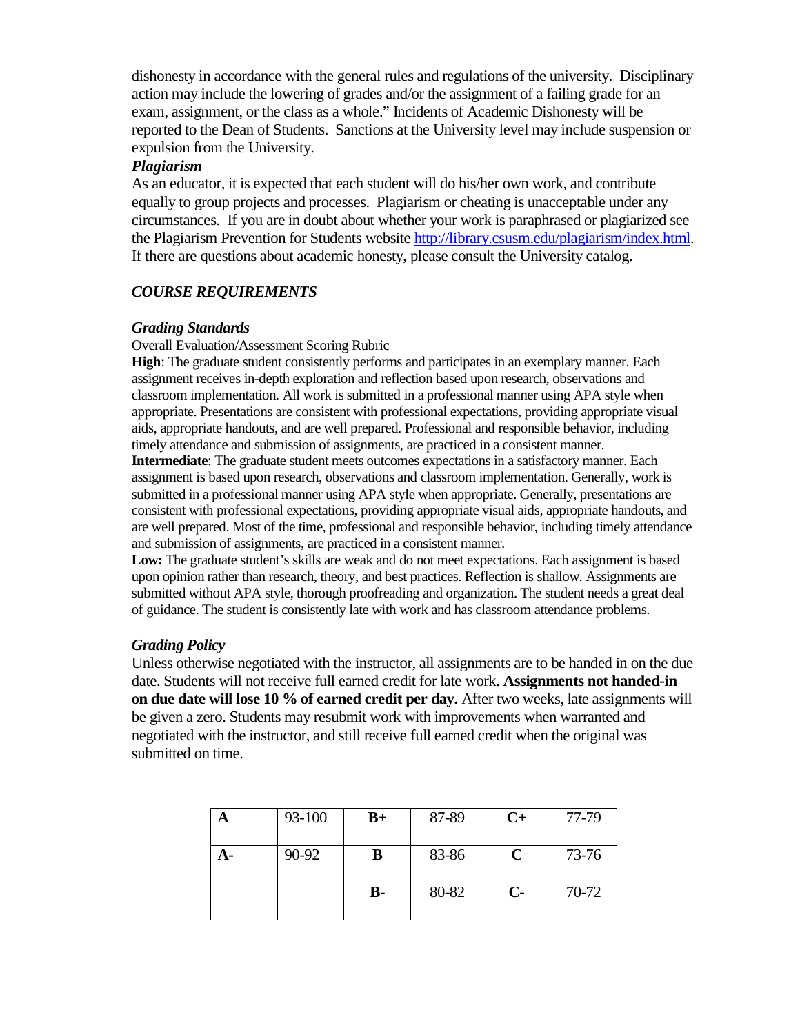dishonesty in accordance with the general rules and regulations of the university. Disciplinary action may include the lowering of grades and/or the assignment of a failing grade for an exam, assignment, or the class as a whole." Incidents of Academic Dishonesty will be reported to the Dean of Students. Sanctions at the University level may include suspension or expulsion from the University.

***Plagiarism***

As an educator, it is expected that each student will do his/her own work, and contribute equally to group projects and processes. Plagiarism or cheating is unacceptable under any circumstances. If you are in doubt about whether your work is paraphrased or plagiarized see the Plagiarism Prevention for Students website http://library.csusm.edu/plagiarism/index.html. If there are questions about academic honesty, please consult the University catalog.

## *COURSE REQUIREMENTS*

***Grading Standards***

Overall Evaluation/Assessment Scoring Rubric

**High**: The graduate student consistently performs and participates in an exemplary manner. Each assignment receives in-depth exploration and reflection based upon research, observations and classroom implementation. All work is submitted in a professional manner using APA style when appropriate. Presentations are consistent with professional expectations, providing appropriate visual aids, appropriate handouts, and are well prepared. Professional and responsible behavior, including timely attendance and submission of assignments, are practiced in a consistent manner.

**Intermediate**: The graduate student meets outcomes expectations in a satisfactory manner. Each assignment is based upon research, observations and classroom implementation. Generally, work is submitted in a professional manner using APA style when appropriate. Generally, presentations are consistent with professional expectations, providing appropriate visual aids, appropriate handouts, and are well prepared. Most of the time, professional and responsible behavior, including timely attendance and submission of assignments, are practiced in a consistent manner.

**Low:** The graduate student's skills are weak and do not meet expectations. Each assignment is based upon opinion rather than research, theory, and best practices. Reflection is shallow. Assignments are submitted without APA style, thorough proofreading and organization. The student needs a great deal of guidance. The student is consistently late with work and has classroom attendance problems.

***Grading Policy***

Unless otherwise negotiated with the instructor, all assignments are to be handed in on the due date. Students will not receive full earned credit for late work. **Assignments not handed-in on due date will lose 10 % of earned credit per day.** After two weeks, late assignments will be given a zero. Students may resubmit work with improvements when warranted and negotiated with the instructor, and still receive full earned credit when the original was submitted on time.

| **A** | 93-100 | **B+** | 87-89 | **C+** | 77-79 |
|---|---|---|---|---|---|
| **A-** | 90-92 | **B** | 83-86 | **C** | 73-76 |
| | | **B-** | 80-82 | **C-** | 70-72 |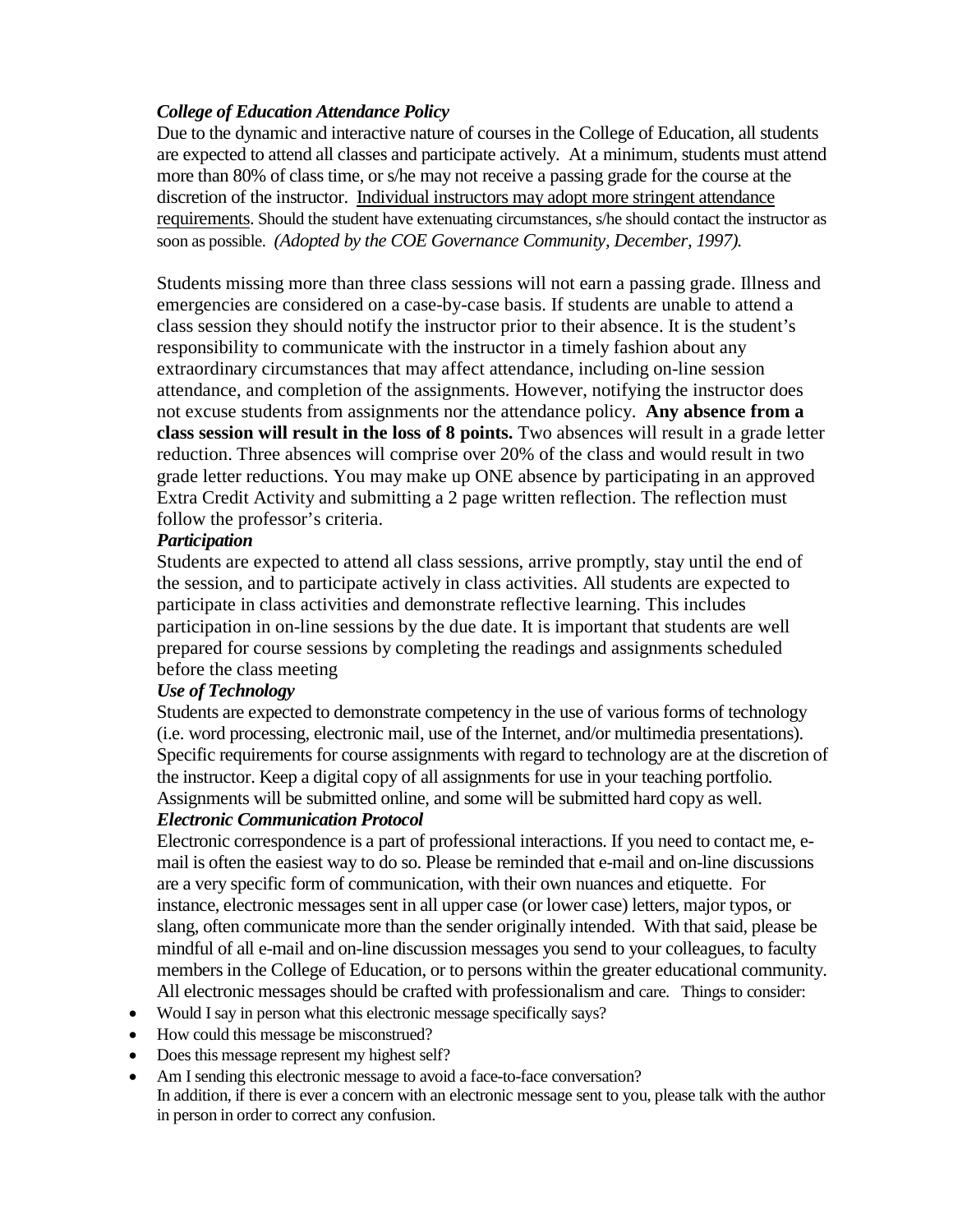***College of Education Attendance Policy***

Due to the dynamic and interactive nature of courses in the College of Education, all students are expected to attend all classes and participate actively. At a minimum, students must attend more than 80% of class time, or s/he may not receive a passing grade for the course at the discretion of the instructor. Individual instructors may adopt more stringent attendance requirements. Should the student have extenuating circumstances, s/he should contact the instructor as soon as possible. *(Adopted by the COE Governance Community, December, 1997).*

Students missing more than three class sessions will not earn a passing grade. Illness and emergencies are considered on a case-by-case basis. If students are unable to attend a class session they should notify the instructor prior to their absence. It is the student's responsibility to communicate with the instructor in a timely fashion about any extraordinary circumstances that may affect attendance, including on-line session attendance, and completion of the assignments. However, notifying the instructor does not excuse students from assignments nor the attendance policy. **Any absence from a class session will result in the loss of 8 points.** Two absences will result in a grade letter reduction. Three absences will comprise over 20% of the class and would result in two grade letter reductions. You may make up ONE absence by participating in an approved Extra Credit Activity and submitting a 2 page written reflection. The reflection must follow the professor's criteria.

***Participation***

Students are expected to attend all class sessions, arrive promptly, stay until the end of the session, and to participate actively in class activities. All students are expected to participate in class activities and demonstrate reflective learning. This includes participation in on-line sessions by the due date. It is important that students are well prepared for course sessions by completing the readings and assignments scheduled before the class meeting

***Use of Technology***

Students are expected to demonstrate competency in the use of various forms of technology (i.e. word processing, electronic mail, use of the Internet, and/or multimedia presentations). Specific requirements for course assignments with regard to technology are at the discretion of the instructor. Keep a digital copy of all assignments for use in your teaching portfolio. Assignments will be submitted online, and some will be submitted hard copy as well.

***Electronic Communication Protocol***

Electronic correspondence is a part of professional interactions. If you need to contact me, e-mail is often the easiest way to do so. Please be reminded that e-mail and on-line discussions are a very specific form of communication, with their own nuances and etiquette. For instance, electronic messages sent in all upper case (or lower case) letters, major typos, or slang, often communicate more than the sender originally intended. With that said, please be mindful of all e-mail and on-line discussion messages you send to your colleagues, to faculty members in the College of Education, or to persons within the greater educational community. All electronic messages should be crafted with professionalism and care. Things to consider:

- Would I say in person what this electronic message specifically says?
- How could this message be misconstrued?
- Does this message represent my highest self?
- Am I sending this electronic message to avoid a face-to-face conversation?

In addition, if there is ever a concern with an electronic message sent to you, please talk with the author in person in order to correct any confusion.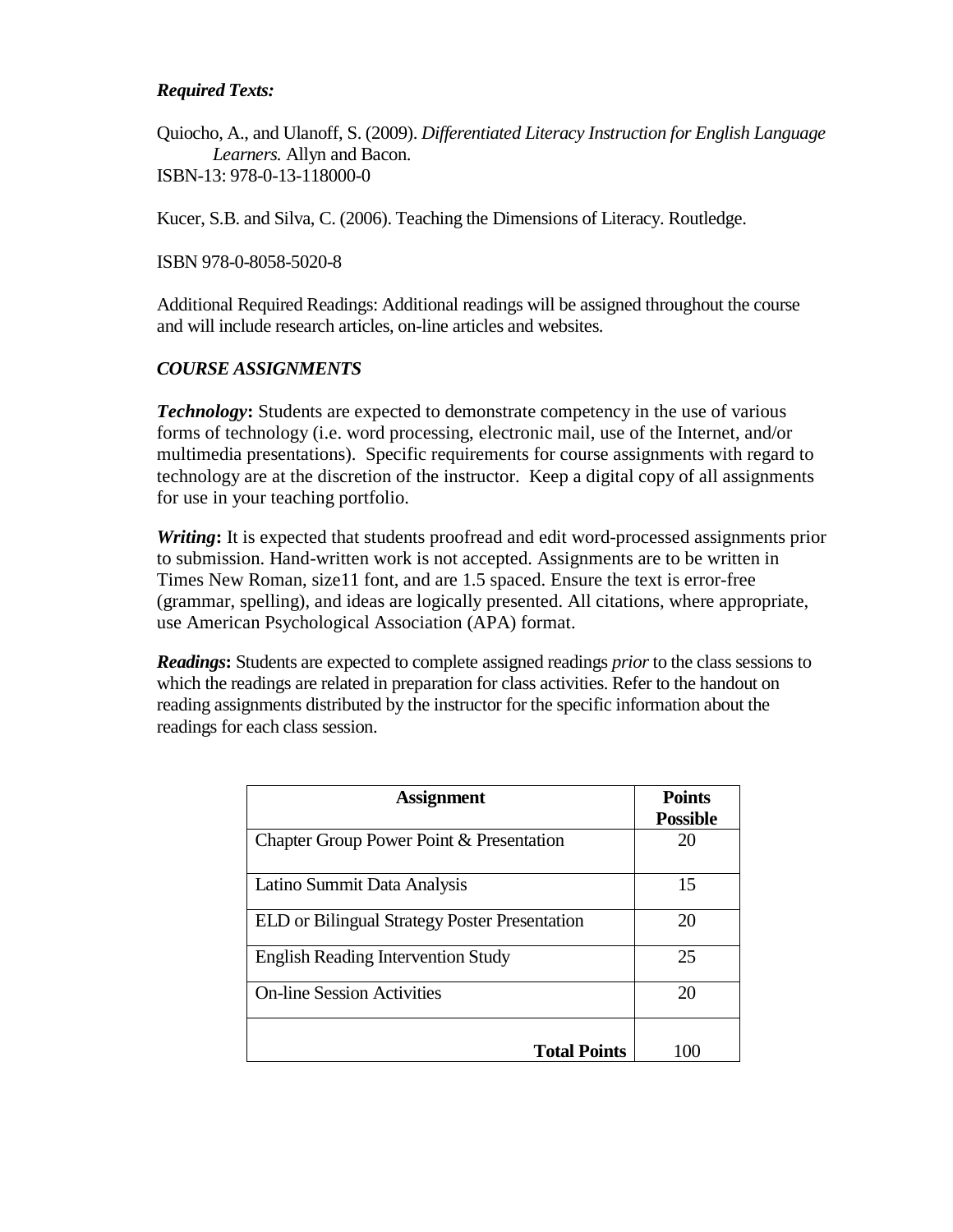***Required Texts:***

Quiocho, A., and Ulanoff, S. (2009). *Differentiated Literacy Instruction for English Language Learners.* Allyn and Bacon.
ISBN-13: 978-0-13-118000-0

Kucer, S.B. and Silva, C. (2006). Teaching the Dimensions of Literacy. Routledge.

ISBN 978-0-8058-5020-8

Additional Required Readings: Additional readings will be assigned throughout the course and will include research articles, on-line articles and websites.

***COURSE ASSIGNMENTS***

***Technology*:** Students are expected to demonstrate competency in the use of various forms of technology (i.e. word processing, electronic mail, use of the Internet, and/or multimedia presentations). Specific requirements for course assignments with regard to technology are at the discretion of the instructor. Keep a digital copy of all assignments for use in your teaching portfolio.

***Writing*:** It is expected that students proofread and edit word-processed assignments prior to submission. Hand-written work is not accepted. Assignments are to be written in Times New Roman, size11 font, and are 1.5 spaced. Ensure the text is error-free (grammar, spelling), and ideas are logically presented. All citations, where appropriate, use American Psychological Association (APA) format.

***Readings*:** Students are expected to complete assigned readings *prior* to the class sessions to which the readings are related in preparation for class activities. Refer to the handout on reading assignments distributed by the instructor for the specific information about the readings for each class session.

| **Assignment** | **Points Possible** |
|---|---|
| Chapter Group Power Point & Presentation | 20 |
| Latino Summit Data Analysis | 15 |
| ELD or Bilingual Strategy Poster Presentation | 20 |
| English Reading Intervention Study | 25 |
| On-line Session Activities | 20 |
| **Total Points** | 100 |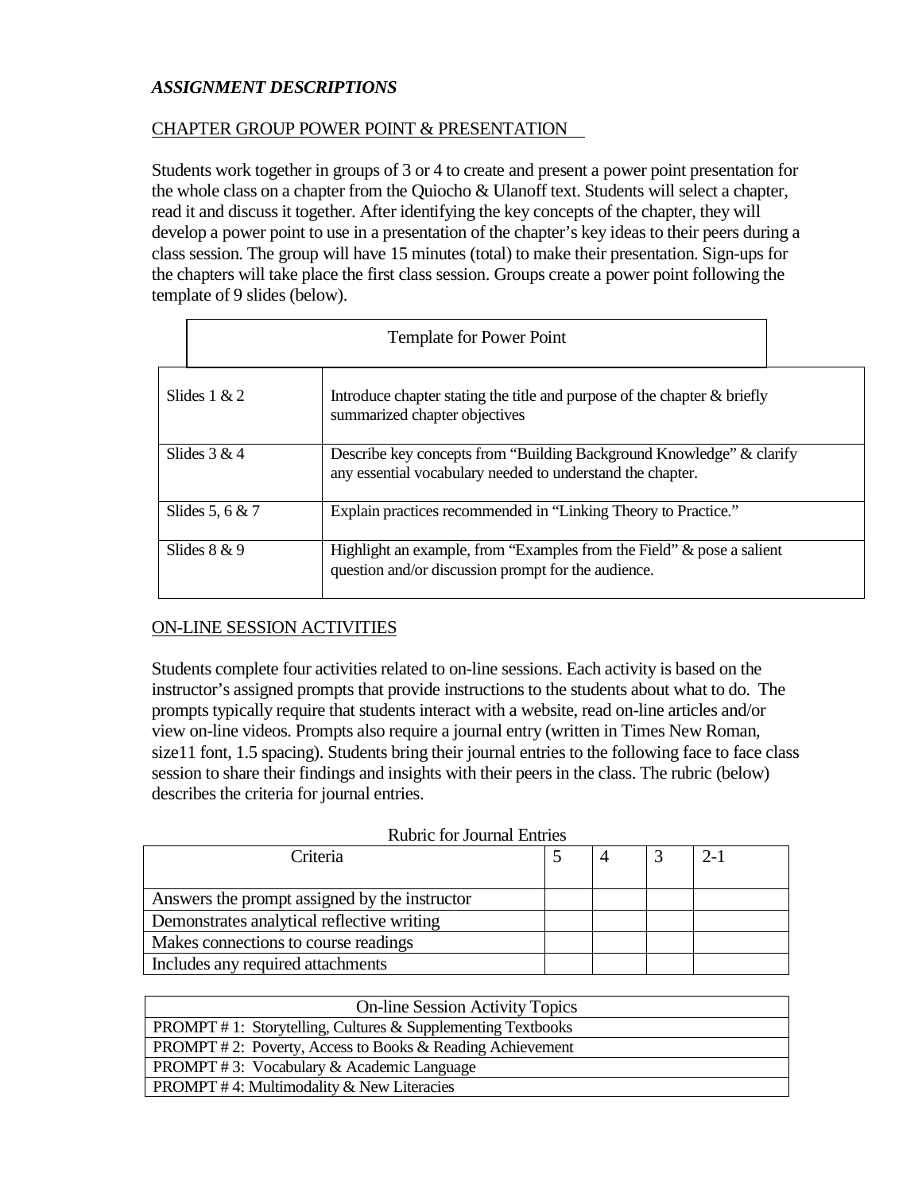## *ASSIGNMENT DESCRIPTIONS*

### CHAPTER GROUP POWER POINT & PRESENTATION

Students work together in groups of 3 or 4 to create and present a power point presentation for the whole class on a chapter from the Quiocho & Ulanoff text. Students will select a chapter, read it and discuss it together. After identifying the key concepts of the chapter, they will develop a power point to use in a presentation of the chapter's key ideas to their peers during a class session. The group will have 15 minutes (total) to make their presentation. Sign-ups for the chapters will take place the first class session. Groups create a power point following the template of 9 slides (below).

| Template for Power Point | |
|---|---|
| Slides 1 & 2 | Introduce chapter stating the title and purpose of the chapter & briefly summarized chapter objectives |
| Slides 3 & 4 | Describe key concepts from "Building Background Knowledge" & clarify any essential vocabulary needed to understand the chapter. |
| Slides 5, 6 & 7 | Explain practices recommended in "Linking Theory to Practice." |
| Slides 8 & 9 | Highlight an example, from "Examples from the Field" & pose a salient question and/or discussion prompt for the audience. |

### ON-LINE SESSION ACTIVITIES

Students complete four activities related to on-line sessions. Each activity is based on the instructor's assigned prompts that provide instructions to the students about what to do. The prompts typically require that students interact with a website, read on-line articles and/or view on-line videos. Prompts also require a journal entry (written in Times New Roman, size11 font, 1.5 spacing). Students bring their journal entries to the following face to face class session to share their findings and insights with their peers in the class. The rubric (below) describes the criteria for journal entries.

Rubric for Journal Entries

| Criteria | 5 | 4 | 3 | 2-1 |
|---|---|---|---|---|
| Answers the prompt assigned by the instructor | | | | |
| Demonstrates analytical reflective writing | | | | |
| Makes connections to course readings | | | | |
| Includes any required attachments | | | | |

| On-line Session Activity Topics |
|---|
| PROMPT # 1: Storytelling, Cultures & Supplementing Textbooks |
| PROMPT # 2: Poverty, Access to Books & Reading Achievement |
| PROMPT # 3: Vocabulary & Academic Language |
| PROMPT # 4: Multimodality & New Literacies |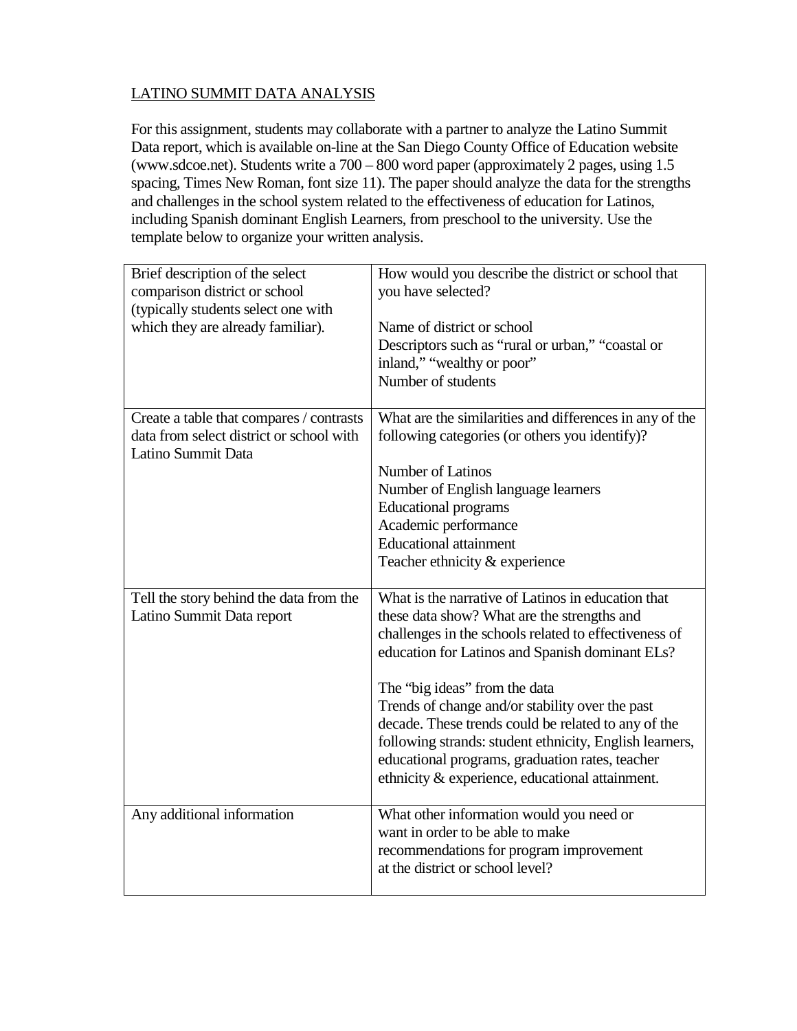LATINO SUMMIT DATA ANALYSIS

For this assignment, students may collaborate with a partner to analyze the Latino Summit Data report, which is available on-line at the San Diego County Office of Education website (www.sdcoe.net). Students write a 700 – 800 word paper (approximately 2 pages, using 1.5 spacing, Times New Roman, font size 11). The paper should analyze the data for the strengths and challenges in the school system related to the effectiveness of education for Latinos, including Spanish dominant English Learners, from preschool to the university. Use the template below to organize your written analysis.

| | |
|---|---|
| Brief description of the select comparison district or school (typically students select one with which they are already familiar). | How would you describe the district or school that you have selected?<br><br>Name of district or school<br>Descriptors such as "rural or urban," "coastal or inland," "wealthy or poor"<br>Number of students |
| Create a table that compares / contrasts data from select district or school with Latino Summit Data | What are the similarities and differences in any of the following categories (or others you identify)?<br><br>Number of Latinos<br>Number of English language learners<br>Educational programs<br>Academic performance<br>Educational attainment<br>Teacher ethnicity & experience |
| Tell the story behind the data from the Latino Summit Data report | What is the narrative of Latinos in education that these data show? What are the strengths and challenges in the schools related to effectiveness of education for Latinos and Spanish dominant ELs?<br><br>The "big ideas" from the data<br>Trends of change and/or stability over the past decade. These trends could be related to any of the following strands: student ethnicity, English learners, educational programs, graduation rates, teacher ethnicity & experience, educational attainment. |
| Any additional information | What other information would you need or want in order to be able to make recommendations for program improvement at the district or school level? |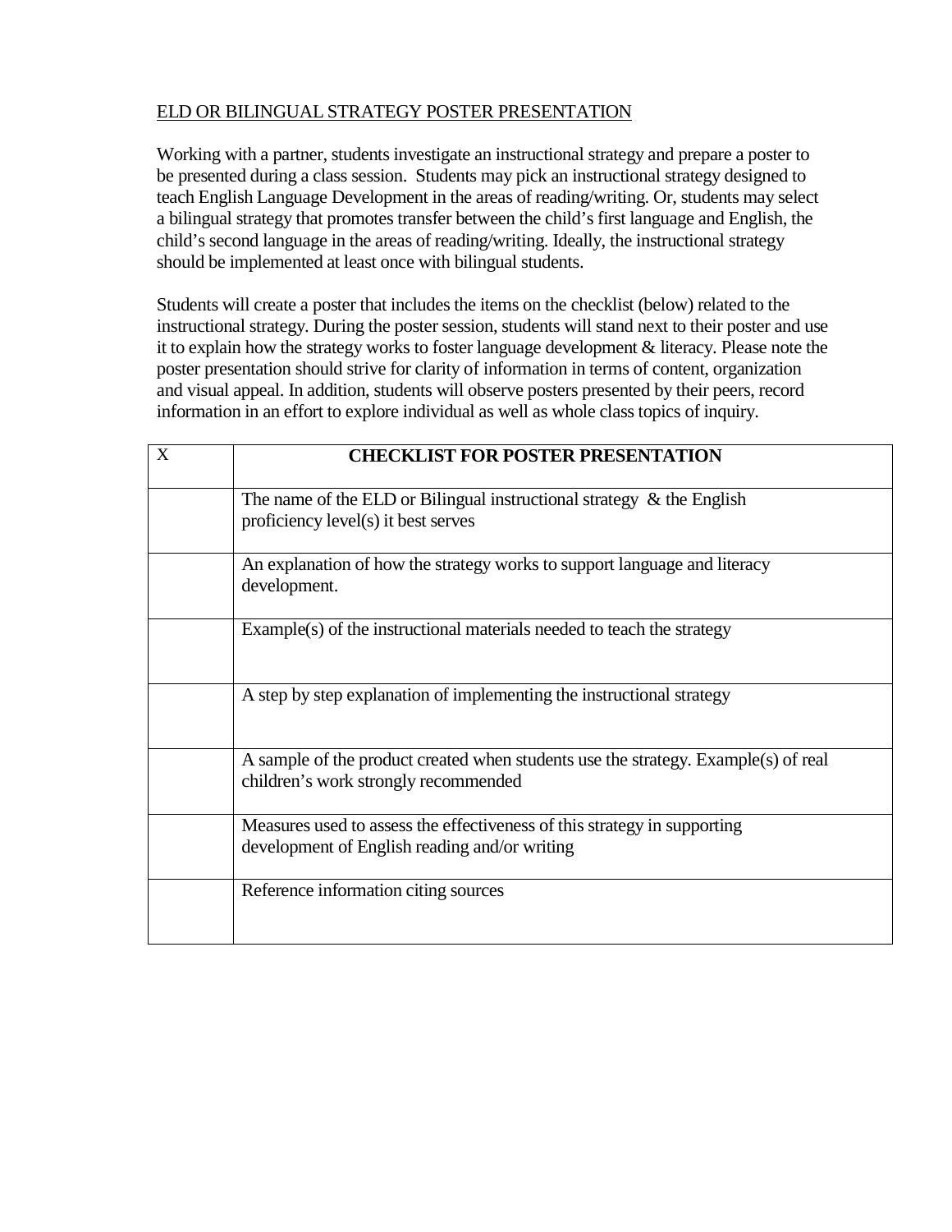<u>ELD OR BILINGUAL STRATEGY POSTER PRESENTATION</u>

Working with a partner, students investigate an instructional strategy and prepare a poster to be presented during a class session. Students may pick an instructional strategy designed to teach English Language Development in the areas of reading/writing. Or, students may select a bilingual strategy that promotes transfer between the child's first language and English, the child's second language in the areas of reading/writing. Ideally, the instructional strategy should be implemented at least once with bilingual students.

Students will create a poster that includes the items on the checklist (below) related to the instructional strategy. During the poster session, students will stand next to their poster and use it to explain how the strategy works to foster language development & literacy. Please note the poster presentation should strive for clarity of information in terms of content, organization and visual appeal. In addition, students will observe posters presented by their peers, record information in an effort to explore individual as well as whole class topics of inquiry.

| X | **CHECKLIST FOR POSTER PRESENTATION** |
|---|---|
| | The name of the ELD or Bilingual instructional strategy & the English proficiency level(s) it best serves |
| | An explanation of how the strategy works to support language and literacy development. |
| | Example(s) of the instructional materials needed to teach the strategy |
| | A step by step explanation of implementing the instructional strategy |
| | A sample of the product created when students use the strategy. Example(s) of real children's work strongly recommended |
| | Measures used to assess the effectiveness of this strategy in supporting development of English reading and/or writing |
| | Reference information citing sources |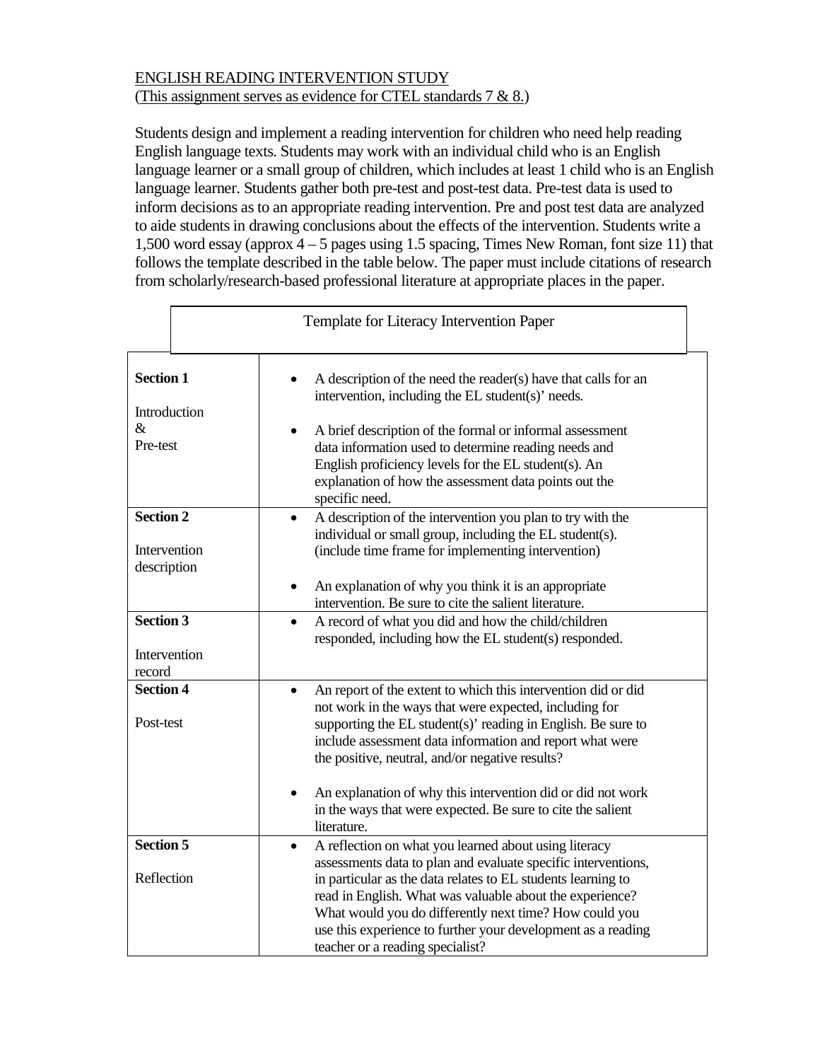ENGLISH READING INTERVENTION STUDY
(This assignment serves as evidence for CTEL standards 7 & 8.)

Students design and implement a reading intervention for children who need help reading English language texts. Students may work with an individual child who is an English language learner or a small group of children, which includes at least 1 child who is an English language learner. Students gather both pre-test and post-test data. Pre-test data is used to inform decisions as to an appropriate reading intervention. Pre and post test data are analyzed to aide students in drawing conclusions about the effects of the intervention. Students write a 1,500 word essay (approx 4 – 5 pages using 1.5 spacing, Times New Roman, font size 11) that follows the template described in the table below. The paper must include citations of research from scholarly/research-based professional literature at appropriate places in the paper.

| Template for Literacy Intervention Paper | |
|---|---|
| **Section 1**<br><br>Introduction<br>&<br>Pre-test | • A description of the need the reader(s) have that calls for an intervention, including the EL student(s)' needs.<br><br>• A brief description of the formal or informal assessment data information used to determine reading needs and English proficiency levels for the EL student(s). An explanation of how the assessment data points out the specific need. |
| **Section 2**<br><br>Intervention description | • A description of the intervention you plan to try with the individual or small group, including the EL student(s). (include time frame for implementing intervention)<br><br>• An explanation of why you think it is an appropriate intervention. Be sure to cite the salient literature. |
| **Section 3**<br><br>Intervention record | • A record of what you did and how the child/children responded, including how the EL student(s) responded. |
| **Section 4**<br><br>Post-test | • An report of the extent to which this intervention did or did not work in the ways that were expected, including for supporting the EL student(s)' reading in English. Be sure to include assessment data information and report what were the positive, neutral, and/or negative results?<br><br>• An explanation of why this intervention did or did not work in the ways that were expected. Be sure to cite the salient literature. |
| **Section 5**<br><br>Reflection | • A reflection on what you learned about using literacy assessments data to plan and evaluate specific interventions, in particular as the data relates to EL students learning to read in English. What was valuable about the experience? What would you do differently next time? How could you use this experience to further your development as a reading teacher or a reading specialist? |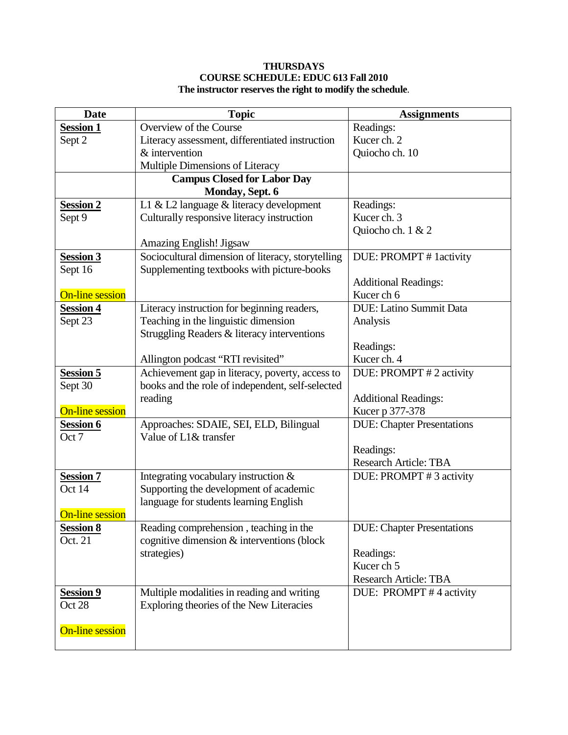**THURSDAYS**
**COURSE SCHEDULE: EDUC 613 Fall 2010**
**The instructor reserves the right to modify the schedule**.

| Date | Topic | Assignments |
|---|---|---|
| **Session 1**<br>Sept 2 | Overview of the Course<br>Literacy assessment, differentiated instruction & intervention<br>Multiple Dimensions of Literacy | Readings:<br>Kucer ch. 2<br>Quiocho ch. 10 |
| | **Campus Closed for Labor Day**<br>**Monday, Sept. 6** | |
| **Session 2**<br>Sept 9 | L1 & L2 language & literacy development<br>Culturally responsive literacy instruction<br><br>Amazing English! Jigsaw | Readings:<br>Kucer ch. 3<br>Quiocho ch. 1 & 2 |
| **Session 3**<br>Sept 16<br><br>On-line session | Sociocultural dimension of literacy, storytelling<br>Supplementing textbooks with picture-books | DUE: PROMPT # 1activity<br><br>Additional Readings:<br>Kucer ch 6 |
| **Session 4**<br>Sept 23 | Literacy instruction for beginning readers,<br>Teaching in the linguistic dimension<br>Struggling Readers & literacy interventions<br><br>Allington podcast "RTI revisited" | DUE: Latino Summit Data Analysis<br><br>Readings:<br>Kucer ch. 4 |
| **Session 5**<br>Sept 30<br><br>On-line session | Achievement gap in literacy, poverty, access to books and the role of independent, self-selected reading | DUE: PROMPT # 2 activity<br><br>Additional Readings:<br>Kucer p 377-378 |
| **Session 6**<br>Oct 7 | Approaches: SDAIE, SEI, ELD, Bilingual<br>Value of L1& transfer | DUE: Chapter Presentations<br><br>Readings:<br>Research Article: TBA |
| **Session 7**<br>Oct 14<br><br>On-line session | Integrating vocabulary instruction &<br>Supporting the development of academic language for students learning English | DUE: PROMPT # 3 activity |
| **Session 8**<br>Oct. 21 | Reading comprehension , teaching in the cognitive dimension & interventions (block strategies) | DUE: Chapter Presentations<br><br>Readings:<br>Kucer ch 5<br>Research Article: TBA |
| **Session 9**<br>Oct 28<br><br>On-line session | Multiple modalities in reading and writing<br>Exploring theories of the New Literacies | DUE: PROMPT # 4 activity |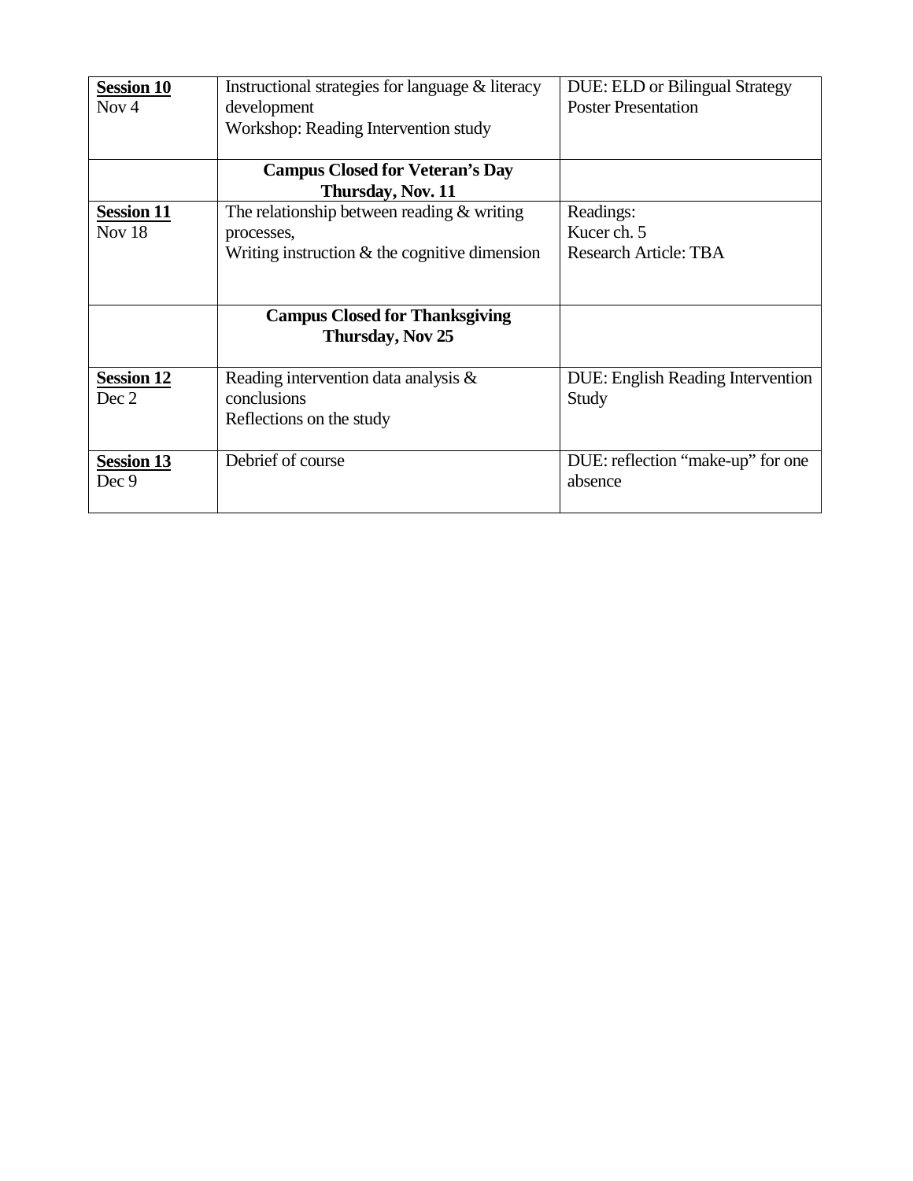| | | |
|---|---|---|
| **Session 10** Nov 4 | Instructional strategies for language & literacy development<br>Workshop: Reading Intervention study | DUE: ELD or Bilingual Strategy Poster Presentation |
| | **Campus Closed for Veteran's Day Thursday, Nov. 11** | |
| **Session 11** Nov 18 | The relationship between reading & writing processes,<br>Writing instruction & the cognitive dimension | Readings:<br>Kucer ch. 5<br>Research Article: TBA |
| | **Campus Closed for Thanksgiving Thursday, Nov 25** | |
| **Session 12** Dec 2 | Reading intervention data analysis & conclusions<br>Reflections on the study | DUE: English Reading Intervention Study |
| **Session 13** Dec 9 | Debrief of course | DUE: reflection "make-up" for one absence |